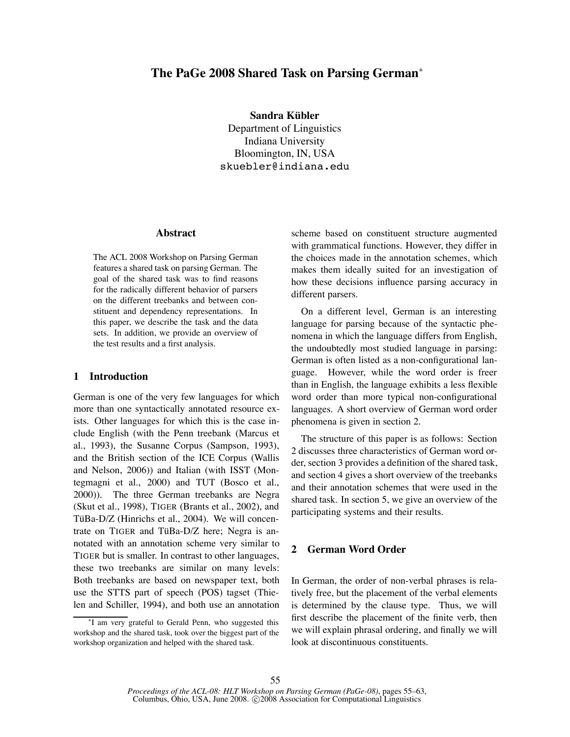# The PaGe 2008 Shared Task on Parsing German*

**Sandra Kübler**
Department of Linguistics
Indiana University
Bloomington, IN, USA
skuebler@indiana.edu

## Abstract

The ACL 2008 Workshop on Parsing German features a shared task on parsing German. The goal of the shared task was to find reasons for the radically different behavior of parsers on the different treebanks and between constituent and dependency representations. In this paper, we describe the task and the data sets. In addition, we provide an overview of the test results and a first analysis.

## 1 Introduction

German is one of the very few languages for which more than one syntactically annotated resource exists. Other languages for which this is the case include English (with the Penn treebank (Marcus et al., 1993), the Susanne Corpus (Sampson, 1993), and the British section of the ICE Corpus (Wallis and Nelson, 2006)) and Italian (with ISST (Montegmagni et al., 2000) and TUT (Bosco et al., 2000)). The three German treebanks are Negra (Skut et al., 1998), TIGER (Brants et al., 2002), and TüBa-D/Z (Hinrichs et al., 2004). We will concentrate on TIGER and TüBa-D/Z here; Negra is annotated with an annotation scheme very similar to TIGER but is smaller. In contrast to other languages, these two treebanks are similar on many levels: Both treebanks are based on newspaper text, both use the STTS part of speech (POS) tagset (Thielen and Schiller, 1994), and both use an annotation scheme based on constituent structure augmented with grammatical functions. However, they differ in the choices made in the annotation schemes, which makes them ideally suited for an investigation of how these decisions influence parsing accuracy in different parsers.

On a different level, German is an interesting language for parsing because of the syntactic phenomena in which the language differs from English, the undoubtedly most studied language in parsing: German is often listed as a non-configurational language. However, while the word order is freer than in English, the language exhibits a less flexible word order than more typical non-configurational languages. A short overview of German word order phenomena is given in section 2.

The structure of this paper is as follows: Section 2 discusses three characteristics of German word order, section 3 provides a definition of the shared task, and section 4 gives a short overview of the treebanks and their annotation schemes that were used in the shared task. In section 5, we give an overview of the participating systems and their results.

## 2 German Word Order

In German, the order of non-verbal phrases is relatively free, but the placement of the verbal elements is determined by the clause type. Thus, we will first describe the placement of the finite verb, then we will explain phrasal ordering, and finally we will look at discontinuous constituents.

*I am very grateful to Gerald Penn, who suggested this workshop and the shared task, took over the biggest part of the workshop organization and helped with the shared task.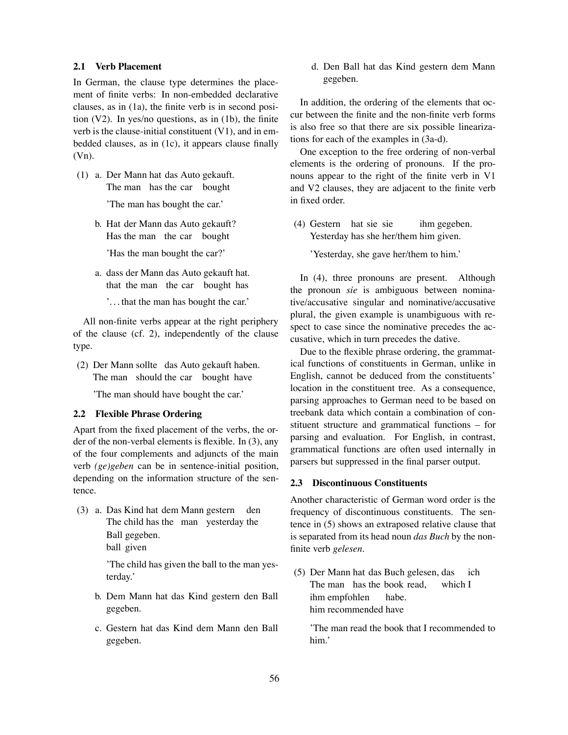### 2.1 Verb Placement

In German, the clause type determines the placement of finite verbs: In non-embedded declarative clauses, as in (1a), the finite verb is in second position (V2). In yes/no questions, as in (1b), the finite verb is the clause-initial constituent (V1), and in embedded clauses, as in (1c), it appears clause finally (Vn).

(1) a. Der Mann hat das Auto gekauft.
   The man has the car bought
   'The man has bought the car.'

b. Hat der Mann das Auto gekauft?
   Has the man the car bought
   'Has the man bought the car?'

a. dass der Mann das Auto gekauft hat.
   that the man the car bought has
   '... that the man has bought the car.'

All non-finite verbs appear at the right periphery of the clause (cf. 2), independently of the clause type.

(2) Der Mann sollte das Auto gekauft haben.
   The man should the car bought have
   'The man should have bought the car.'

### 2.2 Flexible Phrase Ordering

Apart from the fixed placement of the verbs, the order of the non-verbal elements is flexible. In (3), any of the four complements and adjuncts of the main verb *(ge)geben* can be in sentence-initial position, depending on the information structure of the sentence.

(3) a. Das Kind hat dem Mann gestern den Ball gegeben.
   The child has the man yesterday the ball given
   'The child has given the ball to the man yesterday.'

b. Dem Mann hat das Kind gestern den Ball gegeben.

c. Gestern hat das Kind dem Mann den Ball gegeben.

d. Den Ball hat das Kind gestern dem Mann gegeben.

In addition, the ordering of the elements that occur between the finite and the non-finite verb forms is also free so that there are six possible linearizations for each of the examples in (3a-d).

One exception to the free ordering of non-verbal elements is the ordering of pronouns. If the pronouns appear to the right of the finite verb in V1 and V2 clauses, they are adjacent to the finite verb in fixed order.

(4) Gestern hat sie sie ihm gegeben.
   Yesterday has she her/them him given.
   'Yesterday, she gave her/them to him.'

In (4), three pronouns are present. Although the pronoun *sie* is ambiguous between nominative/accusative singular and nominative/accusative plural, the given example is unambiguous with respect to case since the nominative precedes the accusative, which in turn precedes the dative.

Due to the flexible phrase ordering, the grammatical functions of constituents in German, unlike in English, cannot be deduced from the constituents' location in the constituent tree. As a consequence, parsing approaches to German need to be based on treebank data which contain a combination of constituent structure and grammatical functions – for parsing and evaluation. For English, in contrast, grammatical functions are often used internally in parsers but suppressed in the final parser output.

### 2.3 Discontinuous Constituents

Another characteristic of German word order is the frequency of discontinuous constituents. The sentence in (5) shows an extraposed relative clause that is separated from its head noun *das Buch* by the non-finite verb *gelesen*.

(5) Der Mann hat das Buch gelesen, das ich ihm empfohlen habe.
   The man has the book read, which I him recommended have
   'The man read the book that I recommended to him.'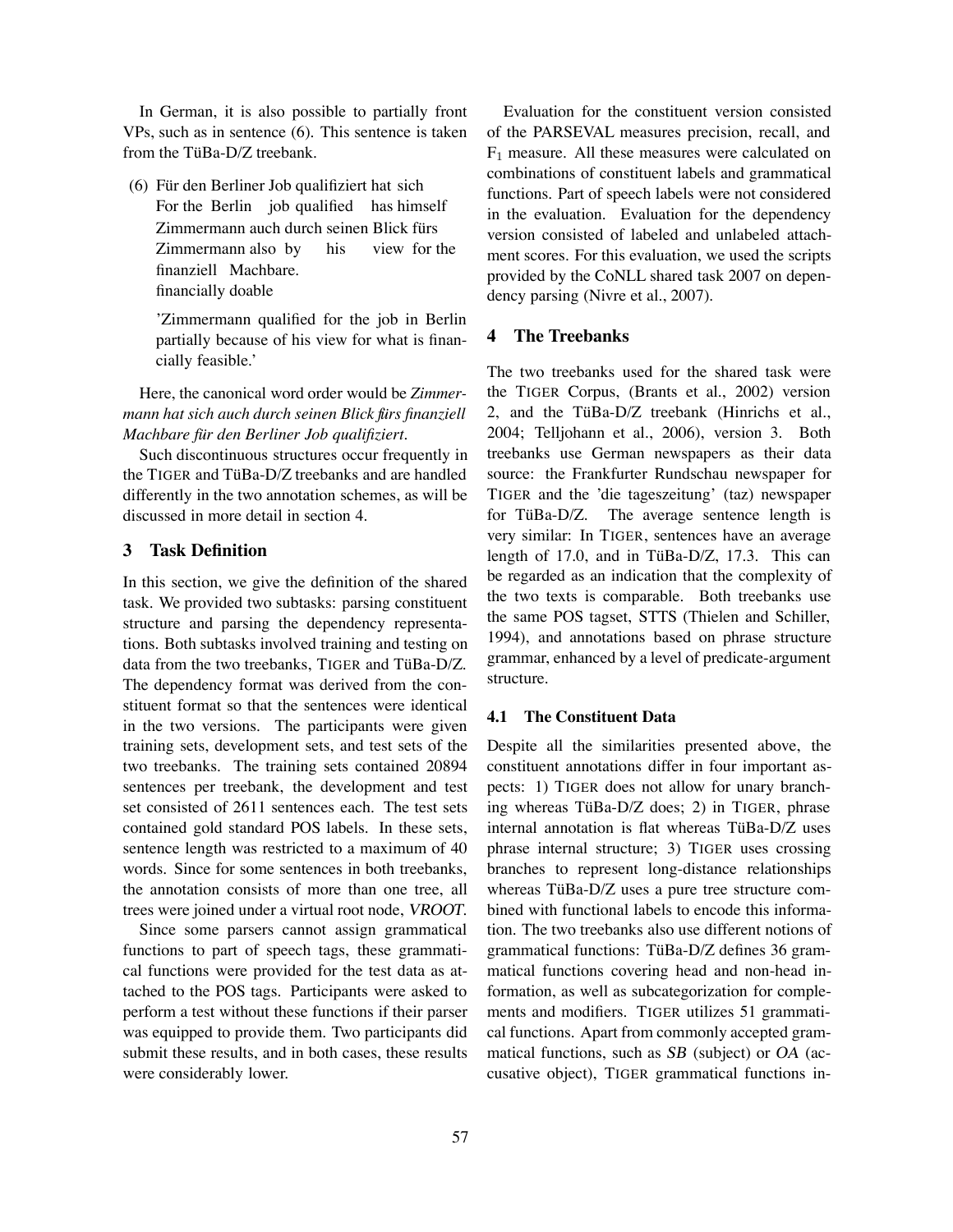In German, it is also possible to partially front VPs, such as in sentence (6). This sentence is taken from the TüBa-D/Z treebank.

(6) Für den Berliner Job qualifiziert hat sich
For the Berlin job qualified has himself
Zimmermann auch durch seinen Blick fürs
Zimmermann also by his view for the
finanziell Machbare.
financially doable

'Zimmermann qualified for the job in Berlin partially because of his view for what is financially feasible.'

Here, the canonical word order would be *Zimmermann hat sich auch durch seinen Blick fürs finanziell Machbare für den Berliner Job qualifiziert*.

Such discontinuous structures occur frequently in the TIGER and TüBa-D/Z treebanks and are handled differently in the two annotation schemes, as will be discussed in more detail in section 4.

## 3 Task Definition

In this section, we give the definition of the shared task. We provided two subtasks: parsing constituent structure and parsing the dependency representations. Both subtasks involved training and testing on data from the two treebanks, TIGER and TüBa-D/Z. The dependency format was derived from the constituent format so that the sentences were identical in the two versions. The participants were given training sets, development sets, and test sets of the two treebanks. The training sets contained 20894 sentences per treebank, the development and test set consisted of 2611 sentences each. The test sets contained gold standard POS labels. In these sets, sentence length was restricted to a maximum of 40 words. Since for some sentences in both treebanks, the annotation consists of more than one tree, all trees were joined under a virtual root node, *VROOT*.

Since some parsers cannot assign grammatical functions to part of speech tags, these grammatical functions were provided for the test data as attached to the POS tags. Participants were asked to perform a test without these functions if their parser was equipped to provide them. Two participants did submit these results, and in both cases, these results were considerably lower.

Evaluation for the constituent version consisted of the PARSEVAL measures precision, recall, and $F_1$ measure. All these measures were calculated on combinations of constituent labels and grammatical functions. Part of speech labels were not considered in the evaluation. Evaluation for the dependency version consisted of labeled and unlabeled attachment scores. For this evaluation, we used the scripts provided by the CoNLL shared task 2007 on dependency parsing (Nivre et al., 2007).

## 4 The Treebanks

The two treebanks used for the shared task were the TIGER Corpus, (Brants et al., 2002) version 2, and the TüBa-D/Z treebank (Hinrichs et al., 2004; Telljohann et al., 2006), version 3. Both treebanks use German newspapers as their data source: the Frankfurter Rundschau newspaper for TIGER and the 'die tageszeitung' (taz) newspaper for TüBa-D/Z. The average sentence length is very similar: In TIGER, sentences have an average length of 17.0, and in TüBa-D/Z, 17.3. This can be regarded as an indication that the complexity of the two texts is comparable. Both treebanks use the same POS tagset, STTS (Thielen and Schiller, 1994), and annotations based on phrase structure grammar, enhanced by a level of predicate-argument structure.

### 4.1 The Constituent Data

Despite all the similarities presented above, the constituent annotations differ in four important aspects: 1) TIGER does not allow for unary branching whereas TüBa-D/Z does; 2) in TIGER, phrase internal annotation is flat whereas TüBa-D/Z uses phrase internal structure; 3) TIGER uses crossing branches to represent long-distance relationships whereas TüBa-D/Z uses a pure tree structure combined with functional labels to encode this information. The two treebanks also use different notions of grammatical functions: TüBa-D/Z defines 36 grammatical functions covering head and non-head information, as well as subcategorization for complements and modifiers. TIGER utilizes 51 grammatical functions. Apart from commonly accepted grammatical functions, such as *SB* (subject) or *OA* (accusative object), TIGER grammatical functions in-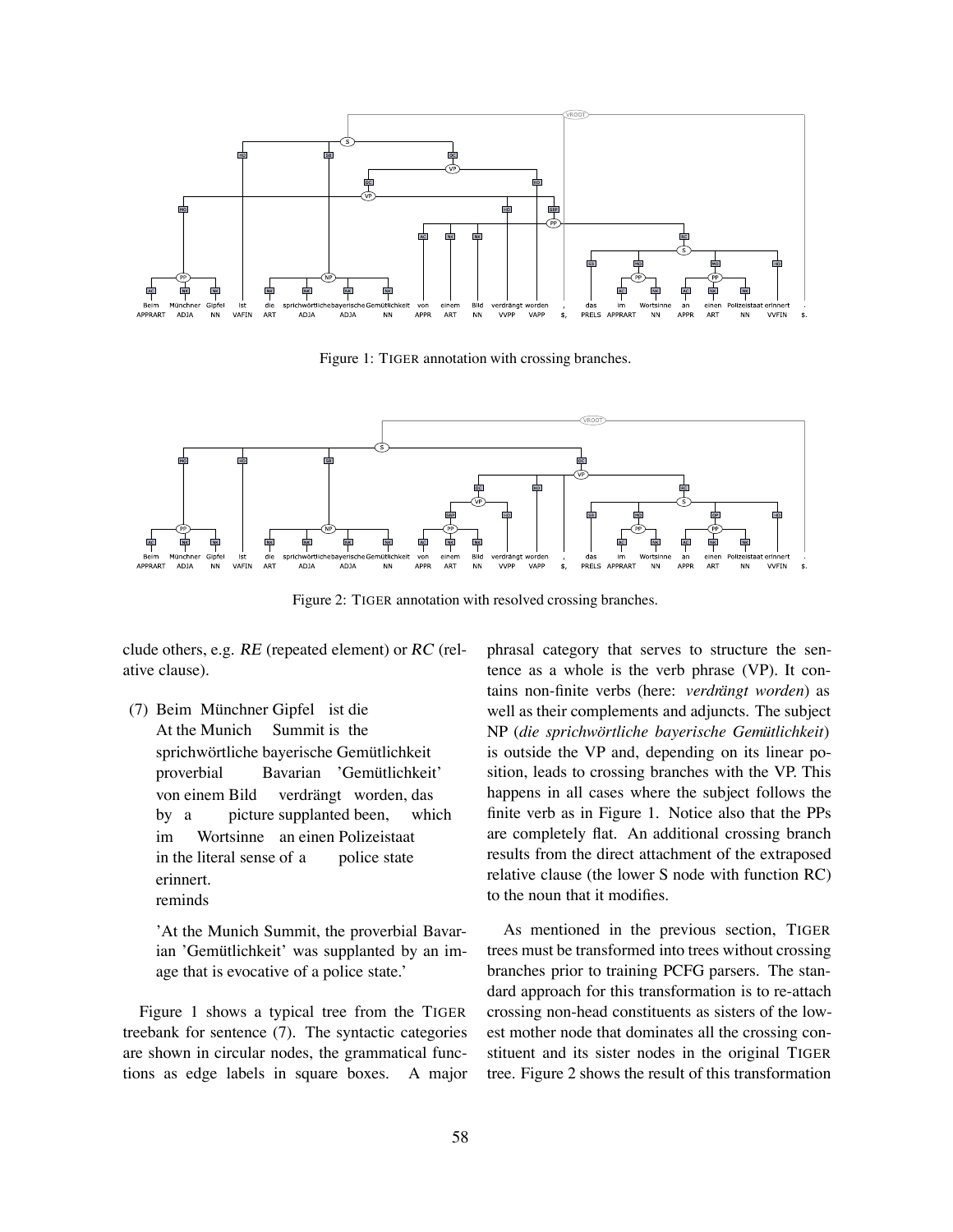Figure 1: TIGER annotation with crossing branches.

Figure 2: TIGER annotation with resolved crossing branches.

clude others, e.g. *RE* (repeated element) or *RC* (relative clause).

(7) Beim Münchner Gipfel ist die
At the Munich Summit is the
sprichwörtliche bayerische Gemütlichkeit
proverbial Bavarian 'Gemütlichkeit'
von einem Bild verdrängt worden, das
by a picture supplanted been, which
im Wortsinne an einen Polizeistaat
in the literal sense of a police state
erinnert.
reminds

'At the Munich Summit, the proverbial Bavarian 'Gemütlichkeit' was supplanted by an image that is evocative of a police state.'

Figure 1 shows a typical tree from the TIGER treebank for sentence (7). The syntactic categories are shown in circular nodes, the grammatical functions as edge labels in square boxes. A major phrasal category that serves to structure the sentence as a whole is the verb phrase (VP). It contains non-finite verbs (here: *verdrängt worden*) as well as their complements and adjuncts. The subject NP (*die sprichwörtliche bayerische Gemütlichkeit*) is outside the VP and, depending on its linear position, leads to crossing branches with the VP. This happens in all cases where the subject follows the finite verb as in Figure 1. Notice also that the PPs are completely flat. An additional crossing branch results from the direct attachment of the extraposed relative clause (the lower S node with function RC) to the noun that it modifies.

As mentioned in the previous section, TIGER trees must be transformed into trees without crossing branches prior to training PCFG parsers. The standard approach for this transformation is to re-attach crossing non-head constituents as sisters of the lowest mother node that dominates all the crossing constituent and its sister nodes in the original TIGER tree. Figure 2 shows the result of this transformation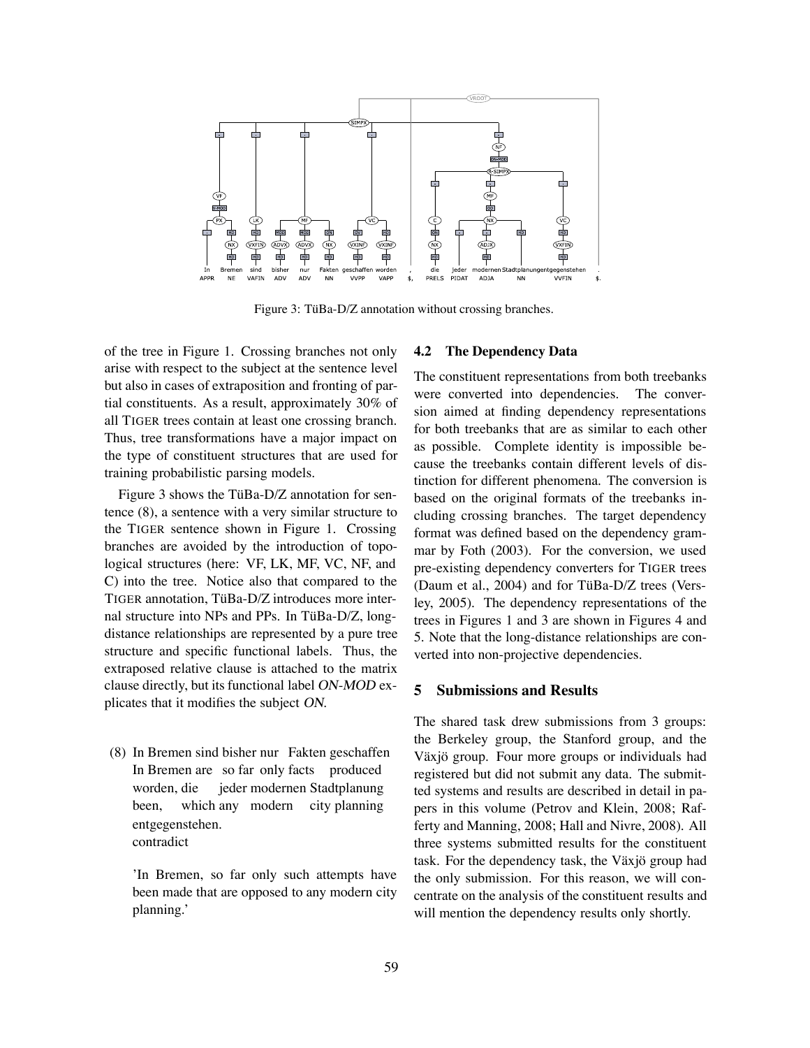Figure 3: TüBa-D/Z annotation without crossing branches.

of the tree in Figure 1. Crossing branches not only arise with respect to the subject at the sentence level but also in cases of extraposition and fronting of partial constituents. As a result, approximately 30% of all TIGER trees contain at least one crossing branch. Thus, tree transformations have a major impact on the type of constituent structures that are used for training probabilistic parsing models.

Figure 3 shows the TüBa-D/Z annotation for sentence (8), a sentence with a very similar structure to the TIGER sentence shown in Figure 1. Crossing branches are avoided by the introduction of topological structures (here: VF, LK, MF, VC, NF, and C) into the tree. Notice also that compared to the TIGER annotation, TüBa-D/Z introduces more internal structure into NPs and PPs. In TüBa-D/Z, long-distance relationships are represented by a pure tree structure and specific functional labels. Thus, the extraposed relative clause is attached to the matrix clause directly, but its functional label *ON-MOD* explicates that it modifies the subject *ON*.

(8) In Bremen sind bisher nur Fakten geschaffen worden, die jeder modernen Stadtplanung entgegenstehen.
In Bremen are so far only facts produced been, which any modern city planning contradict

'In Bremen, so far only such attempts have been made that are opposed to any modern city planning.'

## 4.2 The Dependency Data

The constituent representations from both treebanks were converted into dependencies. The conversion aimed at finding dependency representations for both treebanks that are as similar to each other as possible. Complete identity is impossible because the treebanks contain different levels of distinction for different phenomena. The conversion is based on the original formats of the treebanks including crossing branches. The target dependency format was defined based on the dependency grammar by Foth (2003). For the conversion, we used pre-existing dependency converters for TIGER trees (Daum et al., 2004) and for TüBa-D/Z trees (Versley, 2005). The dependency representations of the trees in Figures 1 and 3 are shown in Figures 4 and 5. Note that the long-distance relationships are converted into non-projective dependencies.

# 5 Submissions and Results

The shared task drew submissions from 3 groups: the Berkeley group, the Stanford group, and the Växjö group. Four more groups or individuals had registered but did not submit any data. The submitted systems and results are described in detail in papers in this volume (Petrov and Klein, 2008; Rafferty and Manning, 2008; Hall and Nivre, 2008). All three systems submitted results for the constituent task. For the dependency task, the Växjö group had the only submission. For this reason, we will concentrate on the analysis of the constituent results and will mention the dependency results only shortly.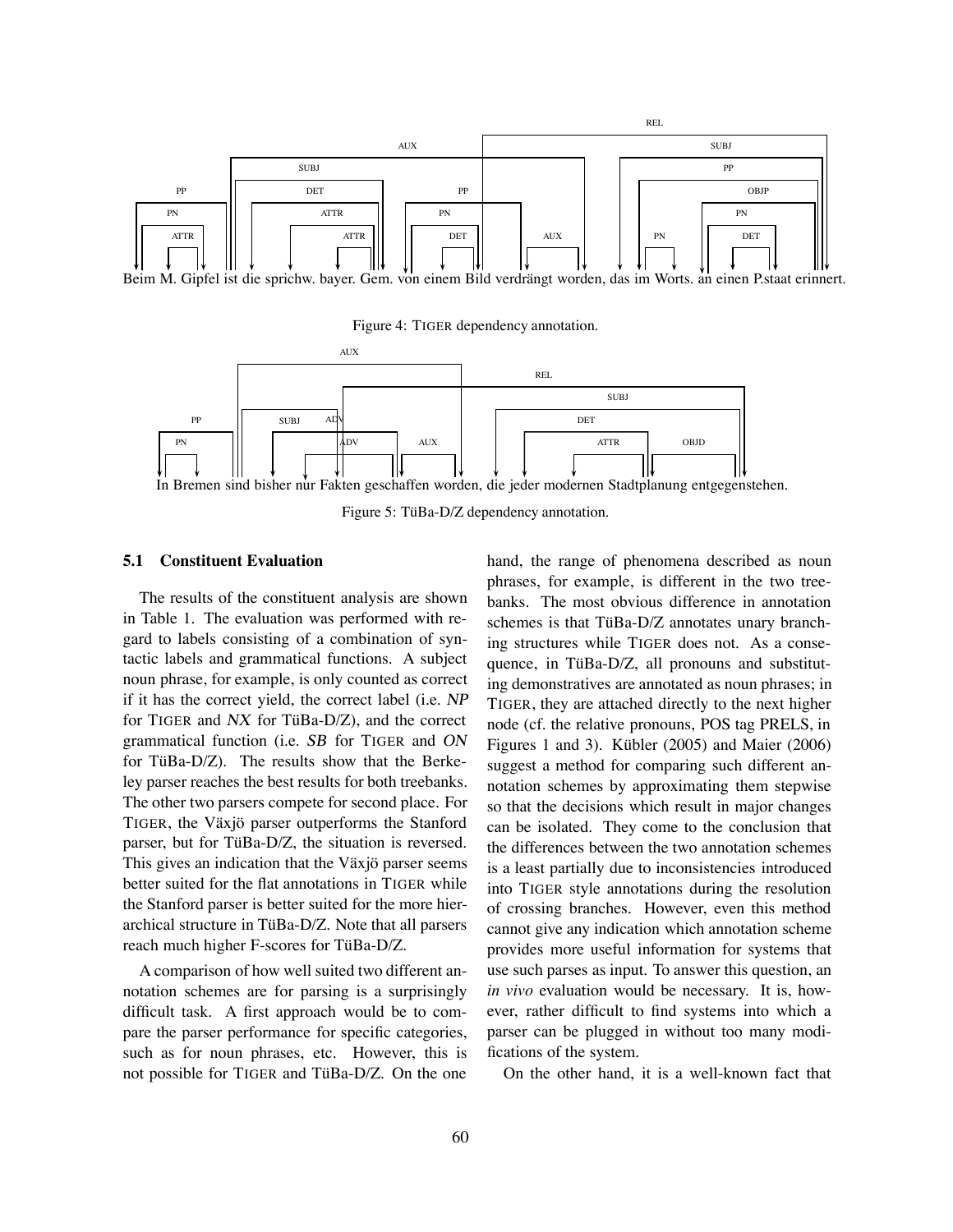Beim M. Gipfel ist die sprichw. bayer. Gem. von einem Bild verdrängt worden, das im Worts. an einen P.staat erinnert.

Figure 4: TIGER dependency annotation.

In Bremen sind bisher nur Fakten geschaffen worden, die jeder modernen Stadtplanung entgegenstehen.

Figure 5: TüBa-D/Z dependency annotation.

### 5.1 Constituent Evaluation

The results of the constituent analysis are shown in Table 1. The evaluation was performed with regard to labels consisting of a combination of syntactic labels and grammatical functions. A subject noun phrase, for example, is only counted as correct if it has the correct yield, the correct label (i.e. *NP* for TIGER and *NX* for TüBa-D/Z), and the correct grammatical function (i.e. *SB* for TIGER and *ON* for TüBa-D/Z). The results show that the Berkeley parser reaches the best results for both treebanks. The other two parsers compete for second place. For TIGER, the Växjö parser outperforms the Stanford parser, but for TüBa-D/Z, the situation is reversed. This gives an indication that the Växjö parser seems better suited for the flat annotations in TIGER while the Stanford parser is better suited for the more hierarchical structure in TüBa-D/Z. Note that all parsers reach much higher F-scores for TüBa-D/Z.

A comparison of how well suited two different annotation schemes are for parsing is a surprisingly difficult task. A first approach would be to compare the parser performance for specific categories, such as for noun phrases, etc. However, this is not possible for TIGER and TüBa-D/Z. On the one hand, the range of phenomena described as noun phrases, for example, is different in the two treebanks. The most obvious difference in annotation schemes is that TüBa-D/Z annotates unary branching structures while TIGER does not. As a consequence, in TüBa-D/Z, all pronouns and substituting demonstratives are annotated as noun phrases; in TIGER, they are attached directly to the next higher node (cf. the relative pronouns, POS tag PRELS, in Figures 1 and 3). Kübler (2005) and Maier (2006) suggest a method for comparing such different annotation schemes by approximating them stepwise so that the decisions which result in major changes can be isolated. They come to the conclusion that the differences between the two annotation schemes is a least partially due to inconsistencies introduced into TIGER style annotations during the resolution of crossing branches. However, even this method cannot give any indication which annotation scheme provides more useful information for systems that use such parses as input. To answer this question, an *in vivo* evaluation would be necessary. It is, however, rather difficult to find systems into which a parser can be plugged in without too many modifications of the system.

On the other hand, it is a well-known fact that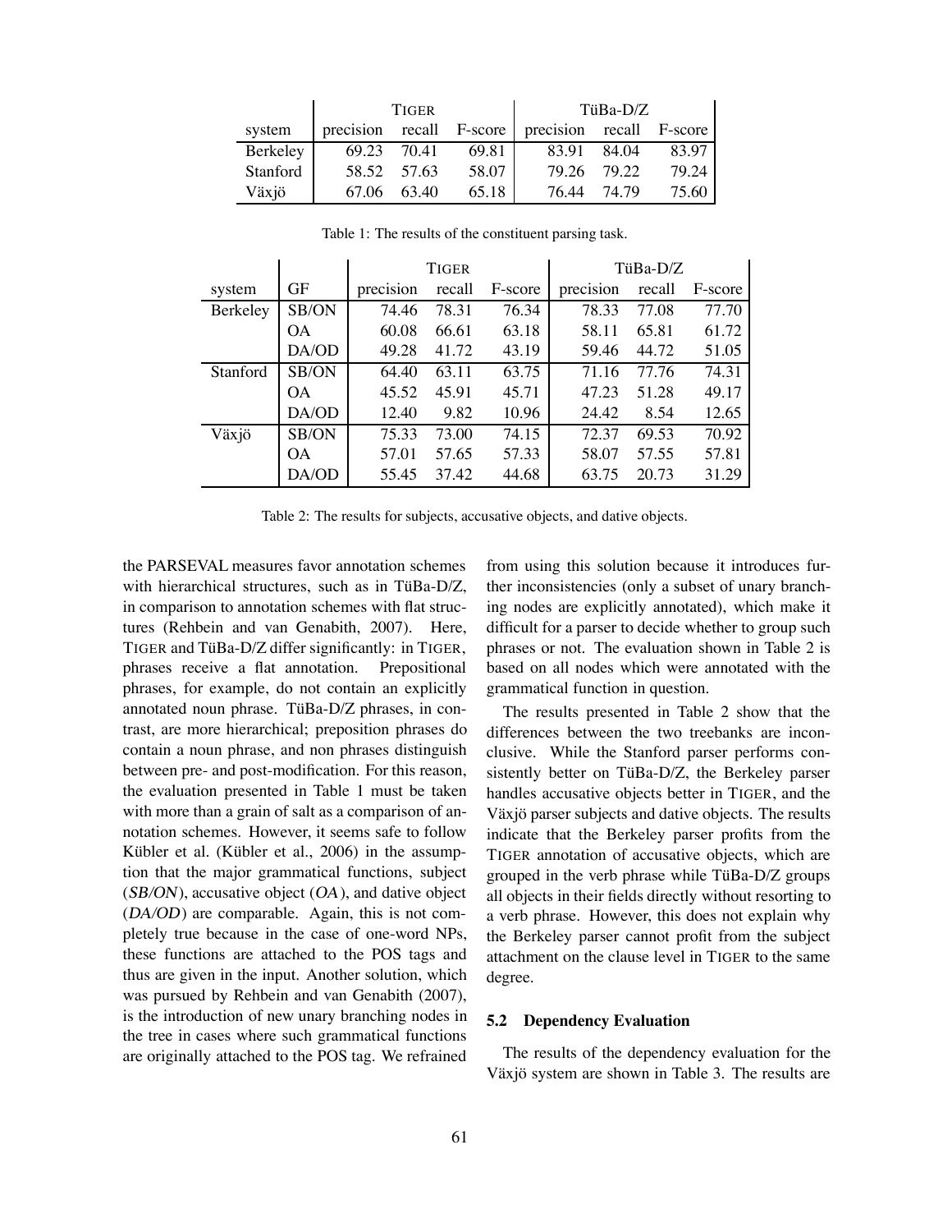| system | TIGER | | | TüBa-D/Z | | |
|---|---|---|---|---|---|---|
| | precision | recall | F-score | precision | recall | F-score |
| Berkeley | 69.23 | 70.41 | 69.81 | 83.91 | 84.04 | 83.97 |
| Stanford | 58.52 | 57.63 | 58.07 | 79.26 | 79.22 | 79.24 |
| Växjö | 67.06 | 63.40 | 65.18 | 76.44 | 74.79 | 75.60 |

Table 1: The results of the constituent parsing task.

| system | GF | TIGER | | | TüBa-D/Z | | |
|---|---|---|---|---|---|---|---|
| | | precision | recall | F-score | precision | recall | F-score |
| Berkeley | SB/ON | 74.46 | 78.31 | 76.34 | 78.33 | 77.08 | 77.70 |
| | OA | 60.08 | 66.61 | 63.18 | 58.11 | 65.81 | 61.72 |
| | DA/OD | 49.28 | 41.72 | 43.19 | 59.46 | 44.72 | 51.05 |
| Stanford | SB/ON | 64.40 | 63.11 | 63.75 | 71.16 | 77.76 | 74.31 |
| | OA | 45.52 | 45.91 | 45.71 | 47.23 | 51.28 | 49.17 |
| | DA/OD | 12.40 | 9.82 | 10.96 | 24.42 | 8.54 | 12.65 |
| Växjö | SB/ON | 75.33 | 73.00 | 74.15 | 72.37 | 69.53 | 70.92 |
| | OA | 57.01 | 57.65 | 57.33 | 58.07 | 57.55 | 57.81 |
| | DA/OD | 55.45 | 37.42 | 44.68 | 63.75 | 20.73 | 31.29 |

Table 2: The results for subjects, accusative objects, and dative objects.

the PARSEVAL measures favor annotation schemes with hierarchical structures, such as in TüBa-D/Z, in comparison to annotation schemes with flat structures (Rehbein and van Genabith, 2007). Here, TIGER and TüBa-D/Z differ significantly: in TIGER, phrases receive a flat annotation. Prepositional phrases, for example, do not contain an explicitly annotated noun phrase. TüBa-D/Z phrases, in contrast, are more hierarchical; preposition phrases do contain a noun phrase, and non phrases distinguish between pre- and post-modification. For this reason, the evaluation presented in Table 1 must be taken with more than a grain of salt as a comparison of annotation schemes. However, it seems safe to follow Kübler et al. (Kübler et al., 2006) in the assumption that the major grammatical functions, subject (*SB/ON*), accusative object (*OA*), and dative object (*DA/OD*) are comparable. Again, this is not completely true because in the case of one-word NPs, these functions are attached to the POS tags and thus are given in the input. Another solution, which was pursued by Rehbein and van Genabith (2007), is the introduction of new unary branching nodes in the tree in cases where such grammatical functions are originally attached to the POS tag. We refrained from using this solution because it introduces further inconsistencies (only a subset of unary branching nodes are explicitly annotated), which make it difficult for a parser to decide whether to group such phrases or not. The evaluation shown in Table 2 is based on all nodes which were annotated with the grammatical function in question.

The results presented in Table 2 show that the differences between the two treebanks are inconclusive. While the Stanford parser performs consistently better on TüBa-D/Z, the Berkeley parser handles accusative objects better in TIGER, and the Växjö parser subjects and dative objects. The results indicate that the Berkeley parser profits from the TIGER annotation of accusative objects, which are grouped in the verb phrase while TüBa-D/Z groups all objects in their fields directly without resorting to a verb phrase. However, this does not explain why the Berkeley parser cannot profit from the subject attachment on the clause level in TIGER to the same degree.

### 5.2 Dependency Evaluation

The results of the dependency evaluation for the Växjö system are shown in Table 3. The results are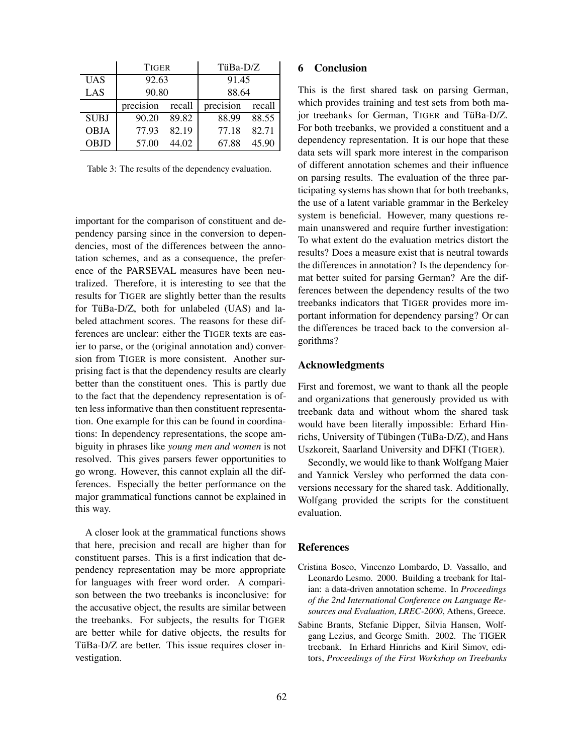| | TIGER | | TüBa-D/Z | |
|---|---|---|---|---|
| UAS | 92.63 | | 91.45 | |
| LAS | 90.80 | | 88.64 | |
| | precision | recall | precision | recall |
| SUBJ | 90.20 | 89.82 | 88.99 | 88.55 |
| OBJA | 77.93 | 82.19 | 77.18 | 82.71 |
| OBJD | 57.00 | 44.02 | 67.88 | 45.90 |

Table 3: The results of the dependency evaluation.

important for the comparison of constituent and dependency parsing since in the conversion to dependencies, most of the differences between the annotation schemes, and as a consequence, the preference of the PARSEVAL measures have been neutralized. Therefore, it is interesting to see that the results for TIGER are slightly better than the results for TüBa-D/Z, both for unlabeled (UAS) and labeled attachment scores. The reasons for these differences are unclear: either the TIGER texts are easier to parse, or the (original annotation and) conversion from TIGER is more consistent. Another surprising fact is that the dependency results are clearly better than the constituent ones. This is partly due to the fact that the dependency representation is often less informative than then constituent representation. One example for this can be found in coordinations: In dependency representations, the scope ambiguity in phrases like *young men and women* is not resolved. This gives parsers fewer opportunities to go wrong. However, this cannot explain all the differences. Especially the better performance on the major grammatical functions cannot be explained in this way.

A closer look at the grammatical functions shows that here, precision and recall are higher than for constituent parses. This is a first indication that dependency representation may be more appropriate for languages with freer word order. A comparison between the two treebanks is inconclusive: for the accusative object, the results are similar between the treebanks. For subjects, the results for TIGER are better while for dative objects, the results for TüBa-D/Z are better. This issue requires closer investigation.

## 6 Conclusion

This is the first shared task on parsing German, which provides training and test sets from both major treebanks for German, TIGER and TüBa-D/Z. For both treebanks, we provided a constituent and a dependency representation. It is our hope that these data sets will spark more interest in the comparison of different annotation schemes and their influence on parsing results. The evaluation of the three participating systems has shown that for both treebanks, the use of a latent variable grammar in the Berkeley system is beneficial. However, many questions remain unanswered and require further investigation: To what extent do the evaluation metrics distort the results? Does a measure exist that is neutral towards the differences in annotation? Is the dependency format better suited for parsing German? Are the differences between the dependency results of the two treebanks indicators that TIGER provides more important information for dependency parsing? Or can the differences be traced back to the conversion algorithms?

## Acknowledgments

First and foremost, we want to thank all the people and organizations that generously provided us with treebank data and without whom the shared task would have been literally impossible: Erhard Hinrichs, University of Tübingen (TüBa-D/Z), and Hans Uszkoreit, Saarland University and DFKI (TIGER).

Secondly, we would like to thank Wolfgang Maier and Yannick Versley who performed the data conversions necessary for the shared task. Additionally, Wolfgang provided the scripts for the constituent evaluation.

## References

Cristina Bosco, Vincenzo Lombardo, D. Vassallo, and Leonardo Lesmo. 2000. Building a treebank for Italian: a data-driven annotation scheme. In *Proceedings of the 2nd International Conference on Language Resources and Evaluation, LREC-2000*, Athens, Greece.

Sabine Brants, Stefanie Dipper, Silvia Hansen, Wolfgang Lezius, and George Smith. 2002. The TIGER treebank. In Erhard Hinrichs and Kiril Simov, editors, *Proceedings of the First Workshop on Treebanks*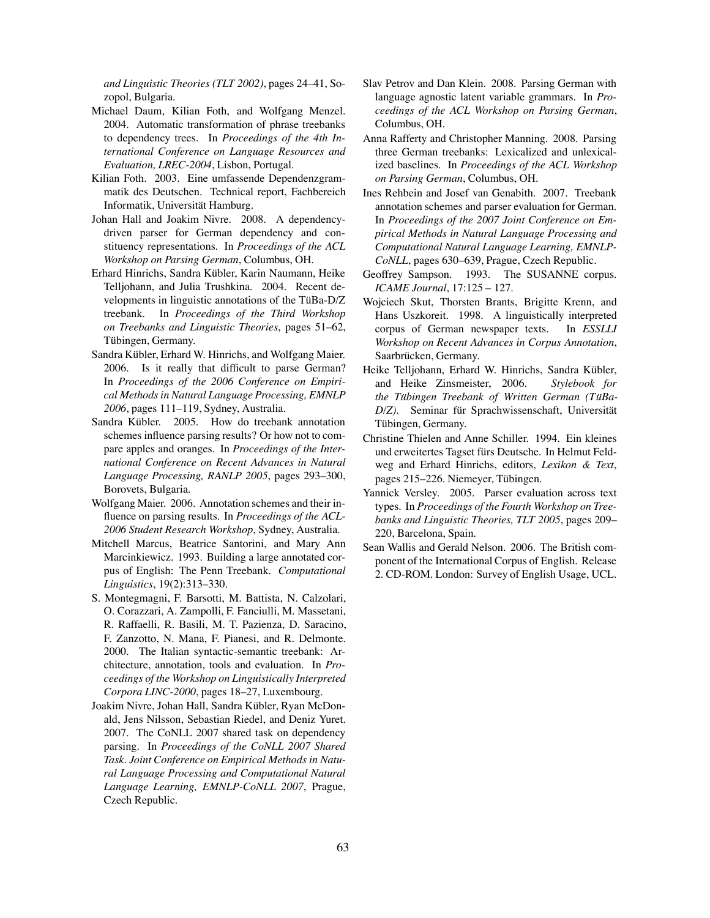*and Linguistic Theories (TLT 2002)*, pages 24–41, Sozopol, Bulgaria.

Michael Daum, Kilian Foth, and Wolfgang Menzel. 2004. Automatic transformation of phrase treebanks to dependency trees. In *Proceedings of the 4th International Conference on Language Resources and Evaluation, LREC-2004*, Lisbon, Portugal.

Kilian Foth. 2003. Eine umfassende Dependenzgrammatik des Deutschen. Technical report, Fachbereich Informatik, Universität Hamburg.

Johan Hall and Joakim Nivre. 2008. A dependency-driven parser for German dependency and constituency representations. In *Proceedings of the ACL Workshop on Parsing German*, Columbus, OH.

Erhard Hinrichs, Sandra Kübler, Karin Naumann, Heike Telljohann, and Julia Trushkina. 2004. Recent developments in linguistic annotations of the TüBa-D/Z treebank. In *Proceedings of the Third Workshop on Treebanks and Linguistic Theories*, pages 51–62, Tübingen, Germany.

Sandra Kübler, Erhard W. Hinrichs, and Wolfgang Maier. 2006. Is it really that difficult to parse German? In *Proceedings of the 2006 Conference on Empirical Methods in Natural Language Processing, EMNLP 2006*, pages 111–119, Sydney, Australia.

Sandra Kübler. 2005. How do treebank annotation schemes influence parsing results? Or how not to compare apples and oranges. In *Proceedings of the International Conference on Recent Advances in Natural Language Processing, RANLP 2005*, pages 293–300, Borovets, Bulgaria.

Wolfgang Maier. 2006. Annotation schemes and their influence on parsing results. In *Proceedings of the ACL-2006 Student Research Workshop*, Sydney, Australia.

Mitchell Marcus, Beatrice Santorini, and Mary Ann Marcinkiewicz. 1993. Building a large annotated corpus of English: The Penn Treebank. *Computational Linguistics*, 19(2):313–330.

S. Montegmagni, F. Barsotti, M. Battista, N. Calzolari, O. Corazzari, A. Zampolli, F. Fanciulli, M. Massetani, R. Raffaelli, R. Basili, M. T. Pazienza, D. Saracino, F. Zanzotto, N. Mana, F. Pianesi, and R. Delmonte. 2000. The Italian syntactic-semantic treebank: Architecture, annotation, tools and evaluation. In *Proceedings of the Workshop on Linguistically Interpreted Corpora LINC-2000*, pages 18–27, Luxembourg.

Joakim Nivre, Johan Hall, Sandra Kübler, Ryan McDonald, Jens Nilsson, Sebastian Riedel, and Deniz Yuret. 2007. The CoNLL 2007 shared task on dependency parsing. In *Proceedings of the CoNLL 2007 Shared Task. Joint Conference on Empirical Methods in Natural Language Processing and Computational Natural Language Learning, EMNLP-CoNLL 2007*, Prague, Czech Republic.

Slav Petrov and Dan Klein. 2008. Parsing German with language agnostic latent variable grammars. In *Proceedings of the ACL Workshop on Parsing German*, Columbus, OH.

Anna Rafferty and Christopher Manning. 2008. Parsing three German treebanks: Lexicalized and unlexicalized baselines. In *Proceedings of the ACL Workshop on Parsing German*, Columbus, OH.

Ines Rehbein and Josef van Genabith. 2007. Treebank annotation schemes and parser evaluation for German. In *Proceedings of the 2007 Joint Conference on Empirical Methods in Natural Language Processing and Computational Natural Language Learning, EMNLP-CoNLL*, pages 630–639, Prague, Czech Republic.

Geoffrey Sampson. 1993. The SUSANNE corpus. *ICAME Journal*, 17:125 – 127.

Wojciech Skut, Thorsten Brants, Brigitte Krenn, and Hans Uszkoreit. 1998. A linguistically interpreted corpus of German newspaper texts. In *ESSLLI Workshop on Recent Advances in Corpus Annotation*, Saarbrücken, Germany.

Heike Telljohann, Erhard W. Hinrichs, Sandra Kübler, and Heike Zinsmeister, 2006. *Stylebook for the Tübingen Treebank of Written German (TüBa-D/Z)*. Seminar für Sprachwissenschaft, Universität Tübingen, Germany.

Christine Thielen and Anne Schiller. 1994. Ein kleines und erweitertes Tagset fürs Deutsche. In Helmut Feldweg and Erhard Hinrichs, editors, *Lexikon & Text*, pages 215–226. Niemeyer, Tübingen.

Yannick Versley. 2005. Parser evaluation across text types. In *Proceedings of the Fourth Workshop on Treebanks and Linguistic Theories, TLT 2005*, pages 209–220, Barcelona, Spain.

Sean Wallis and Gerald Nelson. 2006. The British component of the International Corpus of English. Release 2. CD-ROM. London: Survey of English Usage, UCL.